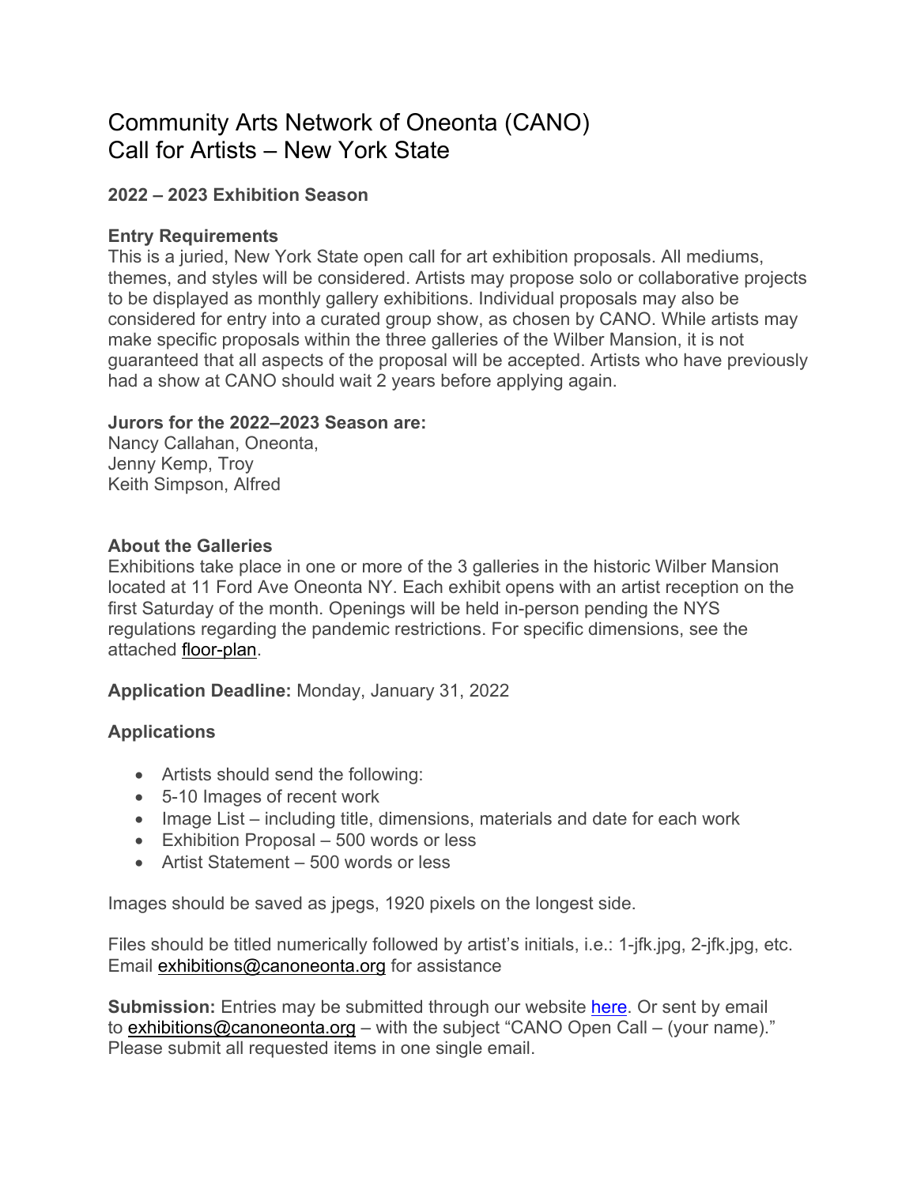# Community Arts Network of Oneonta (CANO)
# Call for Artists – New York State

### 2022 – 2023 Exhibition Season

**Entry Requirements**
This is a juried, New York State open call for art exhibition proposals. All mediums, themes, and styles will be considered. Artists may propose solo or collaborative projects to be displayed as monthly gallery exhibitions. Individual proposals may also be considered for entry into a curated group show, as chosen by CANO. While artists may make specific proposals within the three galleries of the Wilber Mansion, it is not guaranteed that all aspects of the proposal will be accepted. Artists who have previously had a show at CANO should wait 2 years before applying again.

**Jurors for the 2022–2023 Season are:**
Nancy Callahan, Oneonta,
Jenny Kemp, Troy
Keith Simpson, Alfred

**About the Galleries**
Exhibitions take place in one or more of the 3 galleries in the historic Wilber Mansion located at 11 Ford Ave Oneonta NY. Each exhibit opens with an artist reception on the first Saturday of the month. Openings will be held in-person pending the NYS regulations regarding the pandemic restrictions. For specific dimensions, see the attached floor-plan.

**Application Deadline:** Monday, January 31, 2022

**Applications**

- Artists should send the following:
- 5-10 Images of recent work
- Image List – including title, dimensions, materials and date for each work
- Exhibition Proposal – 500 words or less
- Artist Statement – 500 words or less

Images should be saved as jpegs, 1920 pixels on the longest side.

Files should be titled numerically followed by artist's initials, i.e.: 1-jfk.jpg, 2-jfk.jpg, etc. Email exhibitions@canoneonta.org for assistance

**Submission:** Entries may be submitted through our website here. Or sent by email to exhibitions@canoneonta.org – with the subject "CANO Open Call – (your name)." Please submit all requested items in one single email.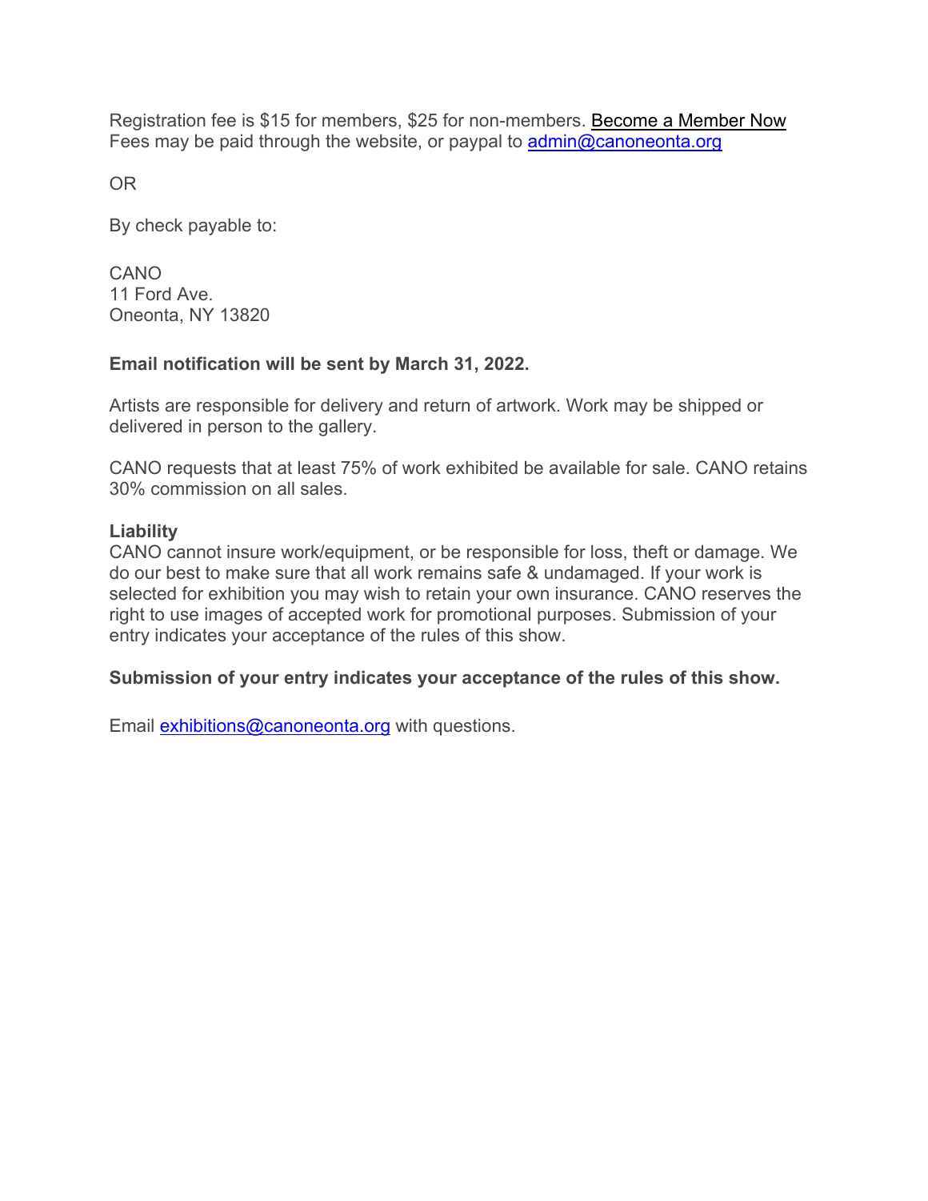Registration fee is $15 for members, $25 for non-members. [Become a Member Now]
Fees may be paid through the website, or paypal to admin@canoneonta.org

OR

By check payable to:

CANO
11 Ford Ave.
Oneonta, NY 13820

**Email notification will be sent by March 31, 2022.**

Artists are responsible for delivery and return of artwork. Work may be shipped or delivered in person to the gallery.

CANO requests that at least 75% of work exhibited be available for sale. CANO retains 30% commission on all sales.

**Liability**
CANO cannot insure work/equipment, or be responsible for loss, theft or damage. We do our best to make sure that all work remains safe & undamaged. If your work is selected for exhibition you may wish to retain your own insurance. CANO reserves the right to use images of accepted work for promotional purposes. Submission of your entry indicates your acceptance of the rules of this show.

**Submission of your entry indicates your acceptance of the rules of this show.**

Email exhibitions@canoneonta.org with questions.